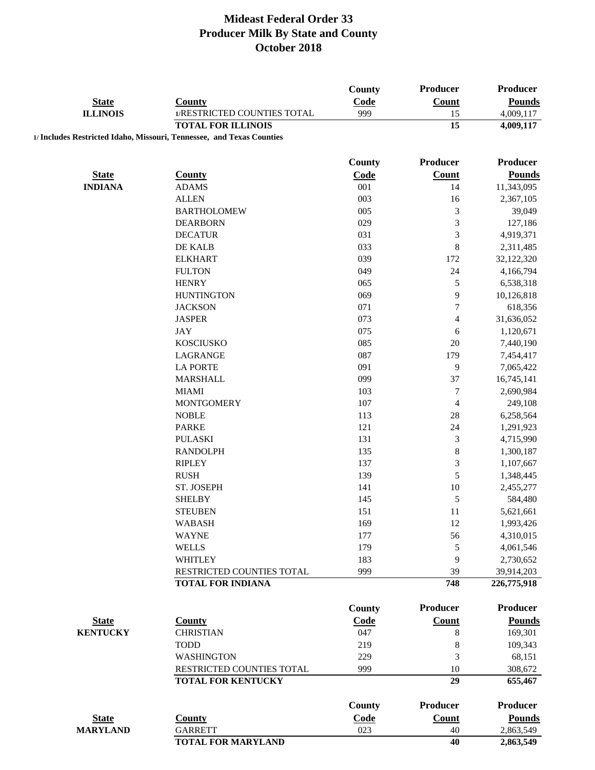# Mideast Federal Order 33
## Producer Milk By State and County
## October 2018

| State | County | County Code | Producer Count | Producer Pounds |
|---|---|---|---|---|
| ILLINOIS | 1/RESTRICTED COUNTIES TOTAL | 999 | 15 | 4,009,117 |
| | **TOTAL FOR ILLINOIS** | | **15** | **4,009,117** |

**1/ Includes Restricted Idaho, Missouri, Tennessee, and Texas Counties**

| State | County | County Code | Producer Count | Producer Pounds |
|---|---|---|---|---|
| INDIANA | ADAMS | 001 | 14 | 11,343,095 |
| | ALLEN | 003 | 16 | 2,367,105 |
| | BARTHOLOMEW | 005 | 3 | 39,049 |
| | DEARBORN | 029 | 3 | 127,186 |
| | DECATUR | 031 | 3 | 4,919,371 |
| | DE KALB | 033 | 8 | 2,311,485 |
| | ELKHART | 039 | 172 | 32,122,320 |
| | FULTON | 049 | 24 | 4,166,794 |
| | HENRY | 065 | 5 | 6,538,318 |
| | HUNTINGTON | 069 | 9 | 10,126,818 |
| | JACKSON | 071 | 7 | 618,356 |
| | JASPER | 073 | 4 | 31,636,052 |
| | JAY | 075 | 6 | 1,120,671 |
| | KOSCIUSKO | 085 | 20 | 7,440,190 |
| | LAGRANGE | 087 | 179 | 7,454,417 |
| | LA PORTE | 091 | 9 | 7,065,422 |
| | MARSHALL | 099 | 37 | 16,745,141 |
| | MIAMI | 103 | 7 | 2,690,984 |
| | MONTGOMERY | 107 | 4 | 249,108 |
| | NOBLE | 113 | 28 | 6,258,564 |
| | PARKE | 121 | 24 | 1,291,923 |
| | PULASKI | 131 | 3 | 4,715,990 |
| | RANDOLPH | 135 | 8 | 1,300,187 |
| | RIPLEY | 137 | 3 | 1,107,667 |
| | RUSH | 139 | 5 | 1,348,445 |
| | ST. JOSEPH | 141 | 10 | 2,455,277 |
| | SHELBY | 145 | 5 | 584,480 |
| | STEUBEN | 151 | 11 | 5,621,661 |
| | WABASH | 169 | 12 | 1,993,426 |
| | WAYNE | 177 | 56 | 4,310,015 |
| | WELLS | 179 | 5 | 4,061,546 |
| | WHITLEY | 183 | 9 | 2,730,652 |
| | RESTRICTED COUNTIES TOTAL | 999 | 39 | 39,914,203 |
| | **TOTAL FOR INDIANA** | | **748** | **226,775,918** |

| State | County | County Code | Producer Count | Producer Pounds |
|---|---|---|---|---|
| KENTUCKY | CHRISTIAN | 047 | 8 | 169,301 |
| | TODD | 219 | 8 | 109,343 |
| | WASHINGTON | 229 | 3 | 68,151 |
| | RESTRICTED COUNTIES TOTAL | 999 | 10 | 308,672 |
| | **TOTAL FOR KENTUCKY** | | **29** | **655,467** |

| State | County | County Code | Producer Count | Producer Pounds |
|---|---|---|---|---|
| MARYLAND | GARRETT | 023 | 40 | 2,863,549 |
| | **TOTAL FOR MARYLAND** | | **40** | **2,863,549** |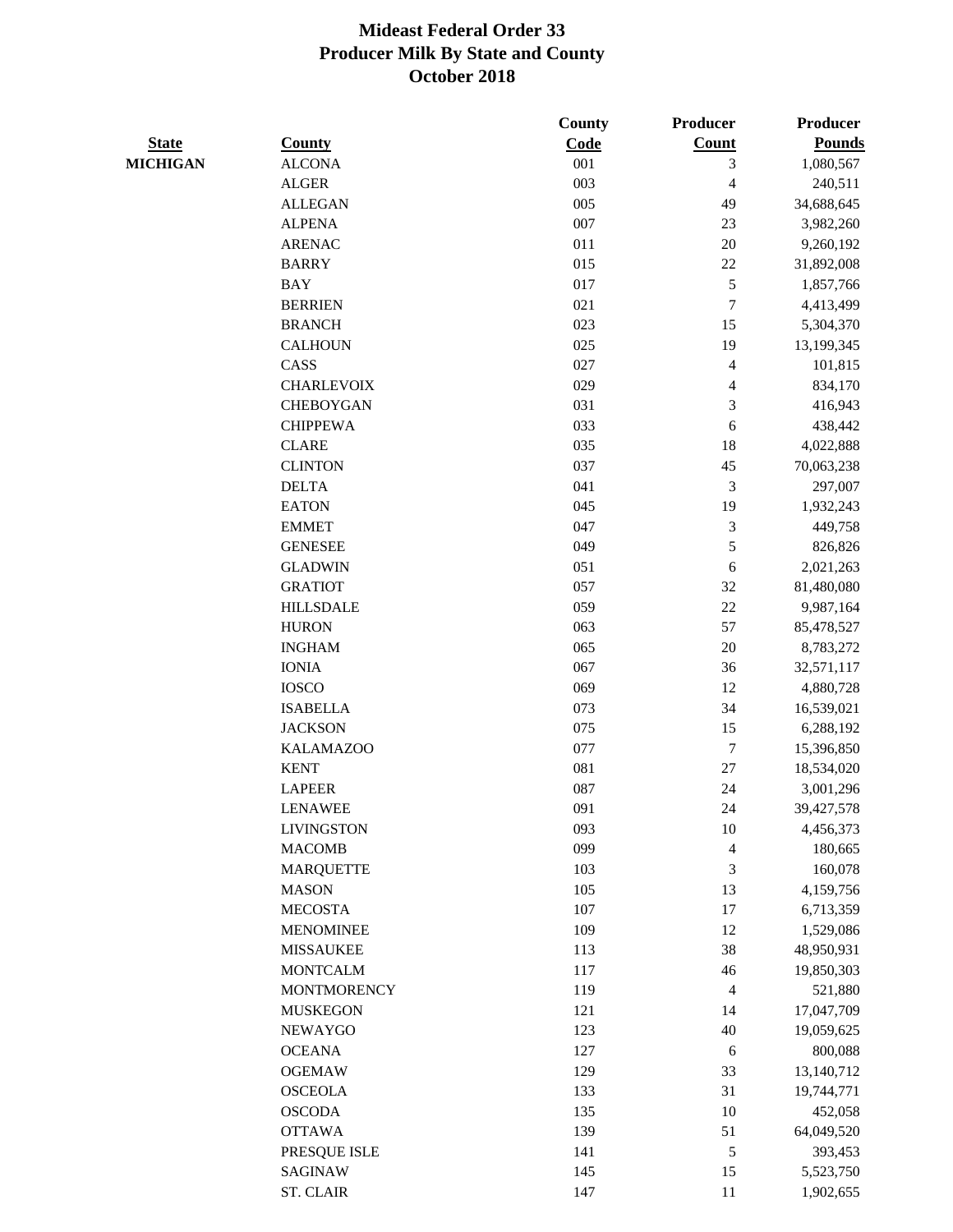# Mideast Federal Order 33
## Producer Milk By State and County
## October 2018

| State | County | County Code | Producer Count | Producer Pounds |
|---|---|---|---|---|
| MICHIGAN | ALCONA | 001 | 3 | 1,080,567 |
| | ALGER | 003 | 4 | 240,511 |
| | ALLEGAN | 005 | 49 | 34,688,645 |
| | ALPENA | 007 | 23 | 3,982,260 |
| | ARENAC | 011 | 20 | 9,260,192 |
| | BARRY | 015 | 22 | 31,892,008 |
| | BAY | 017 | 5 | 1,857,766 |
| | BERRIEN | 021 | 7 | 4,413,499 |
| | BRANCH | 023 | 15 | 5,304,370 |
| | CALHOUN | 025 | 19 | 13,199,345 |
| | CASS | 027 | 4 | 101,815 |
| | CHARLEVOIX | 029 | 4 | 834,170 |
| | CHEBOYGAN | 031 | 3 | 416,943 |
| | CHIPPEWA | 033 | 6 | 438,442 |
| | CLARE | 035 | 18 | 4,022,888 |
| | CLINTON | 037 | 45 | 70,063,238 |
| | DELTA | 041 | 3 | 297,007 |
| | EATON | 045 | 19 | 1,932,243 |
| | EMMET | 047 | 3 | 449,758 |
| | GENESEE | 049 | 5 | 826,826 |
| | GLADWIN | 051 | 6 | 2,021,263 |
| | GRATIOT | 057 | 32 | 81,480,080 |
| | HILLSDALE | 059 | 22 | 9,987,164 |
| | HURON | 063 | 57 | 85,478,527 |
| | INGHAM | 065 | 20 | 8,783,272 |
| | IONIA | 067 | 36 | 32,571,117 |
| | IOSCO | 069 | 12 | 4,880,728 |
| | ISABELLA | 073 | 34 | 16,539,021 |
| | JACKSON | 075 | 15 | 6,288,192 |
| | KALAMAZOO | 077 | 7 | 15,396,850 |
| | KENT | 081 | 27 | 18,534,020 |
| | LAPEER | 087 | 24 | 3,001,296 |
| | LENAWEE | 091 | 24 | 39,427,578 |
| | LIVINGSTON | 093 | 10 | 4,456,373 |
| | MACOMB | 099 | 4 | 180,665 |
| | MARQUETTE | 103 | 3 | 160,078 |
| | MASON | 105 | 13 | 4,159,756 |
| | MECOSTA | 107 | 17 | 6,713,359 |
| | MENOMINEE | 109 | 12 | 1,529,086 |
| | MISSAUKEE | 113 | 38 | 48,950,931 |
| | MONTCALM | 117 | 46 | 19,850,303 |
| | MONTMORENCY | 119 | 4 | 521,880 |
| | MUSKEGON | 121 | 14 | 17,047,709 |
| | NEWAYGO | 123 | 40 | 19,059,625 |
| | OCEANA | 127 | 6 | 800,088 |
| | OGEMAW | 129 | 33 | 13,140,712 |
| | OSCEOLA | 133 | 31 | 19,744,771 |
| | OSCODA | 135 | 10 | 452,058 |
| | OTTAWA | 139 | 51 | 64,049,520 |
| | PRESQUE ISLE | 141 | 5 | 393,453 |
| | SAGINAW | 145 | 15 | 5,523,750 |
| | ST. CLAIR | 147 | 11 | 1,902,655 |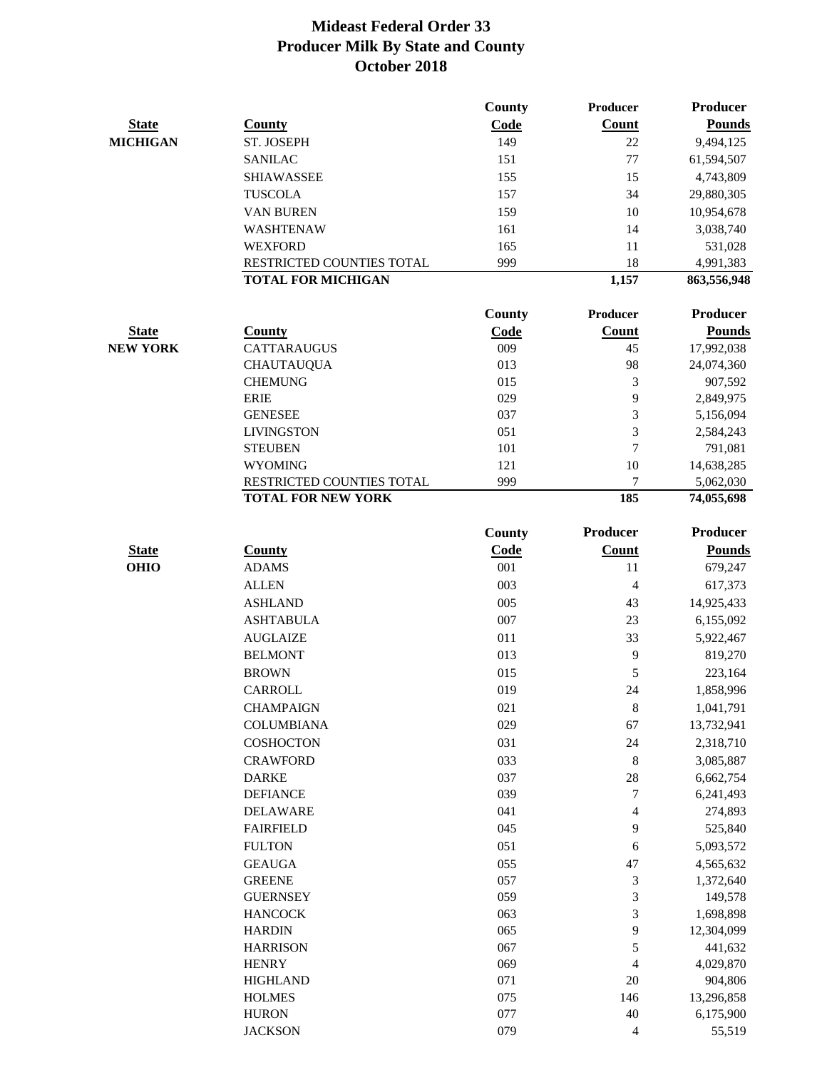# Mideast Federal Order 33
## Producer Milk By State and County
## October 2018

| State | County | County Code | Producer Count | Producer Pounds |
|---|---|---|---|---|
| MICHIGAN | ST. JOSEPH | 149 | 22 | 9,494,125 |
| | SANILAC | 151 | 77 | 61,594,507 |
| | SHIAWASSEE | 155 | 15 | 4,743,809 |
| | TUSCOLA | 157 | 34 | 29,880,305 |
| | VAN BUREN | 159 | 10 | 10,954,678 |
| | WASHTENAW | 161 | 14 | 3,038,740 |
| | WEXFORD | 165 | 11 | 531,028 |
| | RESTRICTED COUNTIES TOTAL | 999 | 18 | 4,991,383 |
| | **TOTAL FOR MICHIGAN** | | **1,157** | **863,556,948** |

| State | County | County Code | Producer Count | Producer Pounds |
|---|---|---|---|---|
| NEW YORK | CATTARAUGUS | 009 | 45 | 17,992,038 |
| | CHAUTAUQUA | 013 | 98 | 24,074,360 |
| | CHEMUNG | 015 | 3 | 907,592 |
| | ERIE | 029 | 9 | 2,849,975 |
| | GENESEE | 037 | 3 | 5,156,094 |
| | LIVINGSTON | 051 | 3 | 2,584,243 |
| | STEUBEN | 101 | 7 | 791,081 |
| | WYOMING | 121 | 10 | 14,638,285 |
| | RESTRICTED COUNTIES TOTAL | 999 | 7 | 5,062,030 |
| | **TOTAL FOR NEW YORK** | | **185** | **74,055,698** |

| State | County | County Code | Producer Count | Producer Pounds |
|---|---|---|---|---|
| OHIO | ADAMS | 001 | 11 | 679,247 |
| | ALLEN | 003 | 4 | 617,373 |
| | ASHLAND | 005 | 43 | 14,925,433 |
| | ASHTABULA | 007 | 23 | 6,155,092 |
| | AUGLAIZE | 011 | 33 | 5,922,467 |
| | BELMONT | 013 | 9 | 819,270 |
| | BROWN | 015 | 5 | 223,164 |
| | CARROLL | 019 | 24 | 1,858,996 |
| | CHAMPAIGN | 021 | 8 | 1,041,791 |
| | COLUMBIANA | 029 | 67 | 13,732,941 |
| | COSHOCTON | 031 | 24 | 2,318,710 |
| | CRAWFORD | 033 | 8 | 3,085,887 |
| | DARKE | 037 | 28 | 6,662,754 |
| | DEFIANCE | 039 | 7 | 6,241,493 |
| | DELAWARE | 041 | 4 | 274,893 |
| | FAIRFIELD | 045 | 9 | 525,840 |
| | FULTON | 051 | 6 | 5,093,572 |
| | GEAUGA | 055 | 47 | 4,565,632 |
| | GREENE | 057 | 3 | 1,372,640 |
| | GUERNSEY | 059 | 3 | 149,578 |
| | HANCOCK | 063 | 3 | 1,698,898 |
| | HARDIN | 065 | 9 | 12,304,099 |
| | HARRISON | 067 | 5 | 441,632 |
| | HENRY | 069 | 4 | 4,029,870 |
| | HIGHLAND | 071 | 20 | 904,806 |
| | HOLMES | 075 | 146 | 13,296,858 |
| | HURON | 077 | 40 | 6,175,900 |
| | JACKSON | 079 | 4 | 55,519 |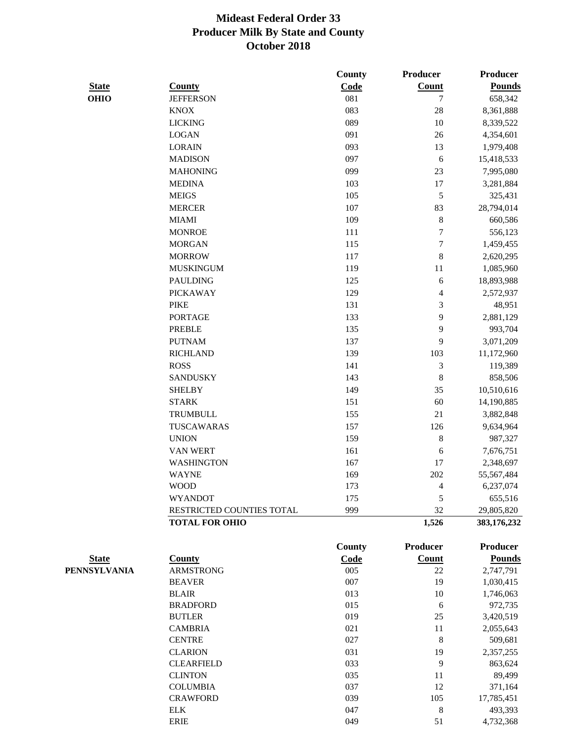# Mideast Federal Order 33
## Producer Milk By State and County
### October 2018

| State | County | County Code | Producer Count | Producer Pounds |
|---|---|---|---|---|
| OHIO | JEFFERSON | 081 | 7 | 658,342 |
| | KNOX | 083 | 28 | 8,361,888 |
| | LICKING | 089 | 10 | 8,339,522 |
| | LOGAN | 091 | 26 | 4,354,601 |
| | LORAIN | 093 | 13 | 1,979,408 |
| | MADISON | 097 | 6 | 15,418,533 |
| | MAHONING | 099 | 23 | 7,995,080 |
| | MEDINA | 103 | 17 | 3,281,884 |
| | MEIGS | 105 | 5 | 325,431 |
| | MERCER | 107 | 83 | 28,794,014 |
| | MIAMI | 109 | 8 | 660,586 |
| | MONROE | 111 | 7 | 556,123 |
| | MORGAN | 115 | 7 | 1,459,455 |
| | MORROW | 117 | 8 | 2,620,295 |
| | MUSKINGUM | 119 | 11 | 1,085,960 |
| | PAULDING | 125 | 6 | 18,893,988 |
| | PICKAWAY | 129 | 4 | 2,572,937 |
| | PIKE | 131 | 3 | 48,951 |
| | PORTAGE | 133 | 9 | 2,881,129 |
| | PREBLE | 135 | 9 | 993,704 |
| | PUTNAM | 137 | 9 | 3,071,209 |
| | RICHLAND | 139 | 103 | 11,172,960 |
| | ROSS | 141 | 3 | 119,389 |
| | SANDUSKY | 143 | 8 | 858,506 |
| | SHELBY | 149 | 35 | 10,510,616 |
| | STARK | 151 | 60 | 14,190,885 |
| | TRUMBULL | 155 | 21 | 3,882,848 |
| | TUSCAWARAS | 157 | 126 | 9,634,964 |
| | UNION | 159 | 8 | 987,327 |
| | VAN WERT | 161 | 6 | 7,676,751 |
| | WASHINGTON | 167 | 17 | 2,348,697 |
| | WAYNE | 169 | 202 | 55,567,484 |
| | WOOD | 173 | 4 | 6,237,074 |
| | WYANDOT | 175 | 5 | 655,516 |
| | RESTRICTED COUNTIES TOTAL | 999 | 32 | 29,805,820 |
| | **TOTAL FOR OHIO** | | **1,526** | **383,176,232** |

| State | County | County Code | Producer Count | Producer Pounds |
|---|---|---|---|---|
| PENNSYLVANIA | ARMSTRONG | 005 | 22 | 2,747,791 |
| | BEAVER | 007 | 19 | 1,030,415 |
| | BLAIR | 013 | 10 | 1,746,063 |
| | BRADFORD | 015 | 6 | 972,735 |
| | BUTLER | 019 | 25 | 3,420,519 |
| | CAMBRIA | 021 | 11 | 2,055,643 |
| | CENTRE | 027 | 8 | 509,681 |
| | CLARION | 031 | 19 | 2,357,255 |
| | CLEARFIELD | 033 | 9 | 863,624 |
| | CLINTON | 035 | 11 | 89,499 |
| | COLUMBIA | 037 | 12 | 371,164 |
| | CRAWFORD | 039 | 105 | 17,785,451 |
| | ELK | 047 | 8 | 493,393 |
| | ERIE | 049 | 51 | 4,732,368 |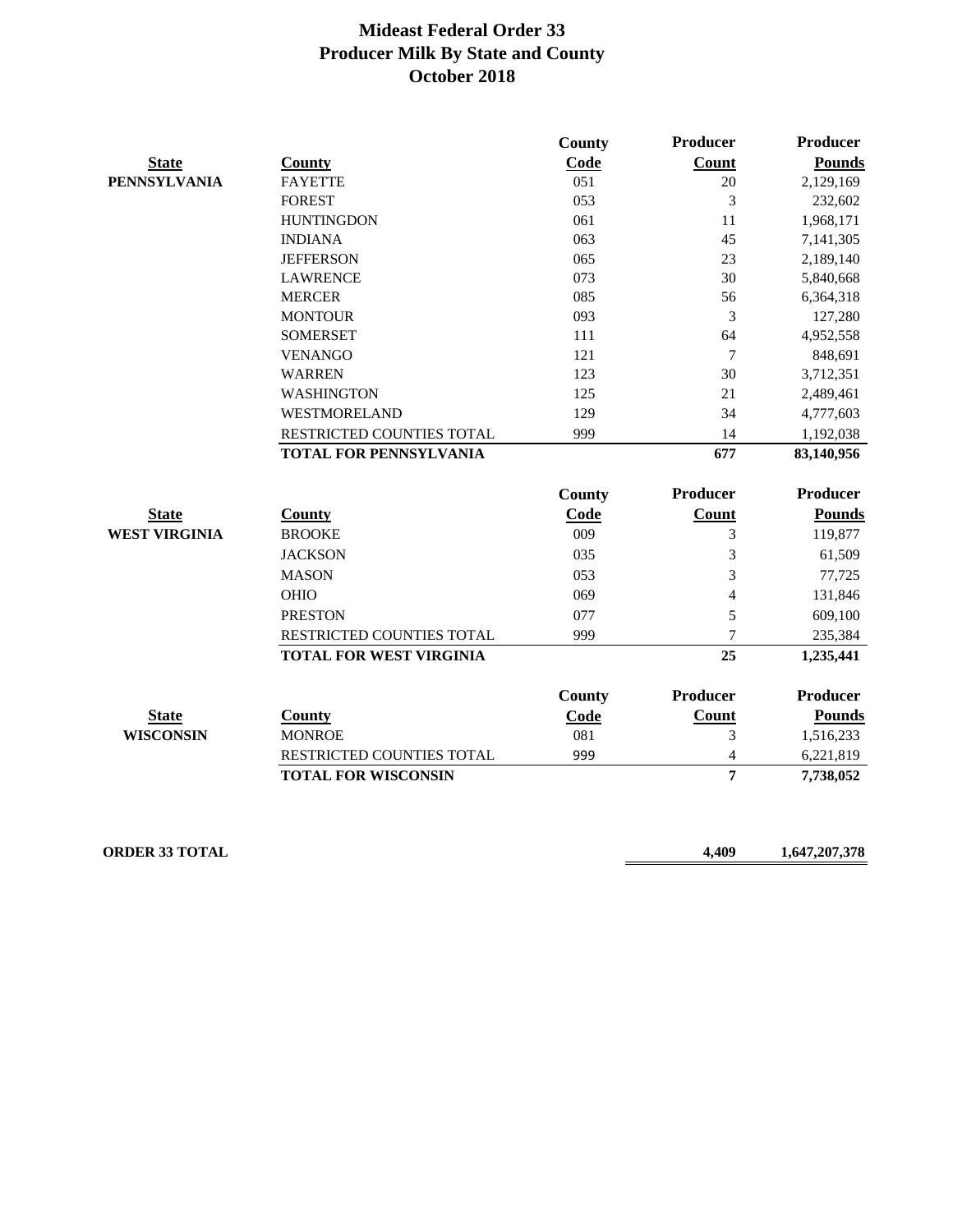# Mideast Federal Order 33
## Producer Milk By State and County
## October 2018

| State | County | County Code | Producer Count | Producer Pounds |
|---|---|---|---|---|
| PENNSYLVANIA | FAYETTE | 051 | 20 | 2,129,169 |
| | FOREST | 053 | 3 | 232,602 |
| | HUNTINGDON | 061 | 11 | 1,968,171 |
| | INDIANA | 063 | 45 | 7,141,305 |
| | JEFFERSON | 065 | 23 | 2,189,140 |
| | LAWRENCE | 073 | 30 | 5,840,668 |
| | MERCER | 085 | 56 | 6,364,318 |
| | MONTOUR | 093 | 3 | 127,280 |
| | SOMERSET | 111 | 64 | 4,952,558 |
| | VENANGO | 121 | 7 | 848,691 |
| | WARREN | 123 | 30 | 3,712,351 |
| | WASHINGTON | 125 | 21 | 2,489,461 |
| | WESTMORELAND | 129 | 34 | 4,777,603 |
| | RESTRICTED COUNTIES TOTAL | 999 | 14 | 1,192,038 |
| | **TOTAL FOR PENNSYLVANIA** | | **677** | **83,140,956** |

| State | County | County Code | Producer Count | Producer Pounds |
|---|---|---|---|---|
| WEST VIRGINIA | BROOKE | 009 | 3 | 119,877 |
| | JACKSON | 035 | 3 | 61,509 |
| | MASON | 053 | 3 | 77,725 |
| | OHIO | 069 | 4 | 131,846 |
| | PRESTON | 077 | 5 | 609,100 |
| | RESTRICTED COUNTIES TOTAL | 999 | 7 | 235,384 |
| | **TOTAL FOR WEST VIRGINIA** | | **25** | **1,235,441** |

| State | County | County Code | Producer Count | Producer Pounds |
|---|---|---|---|---|
| WISCONSIN | MONROE | 081 | 3 | 1,516,233 |
| | RESTRICTED COUNTIES TOTAL | 999 | 4 | 6,221,819 |
| | **TOTAL FOR WISCONSIN** | | **7** | **7,738,052** |

| | | | | |
|---|---|---|---|---|
| **ORDER 33 TOTAL** | | | **4,409** | **1,647,207,378** |